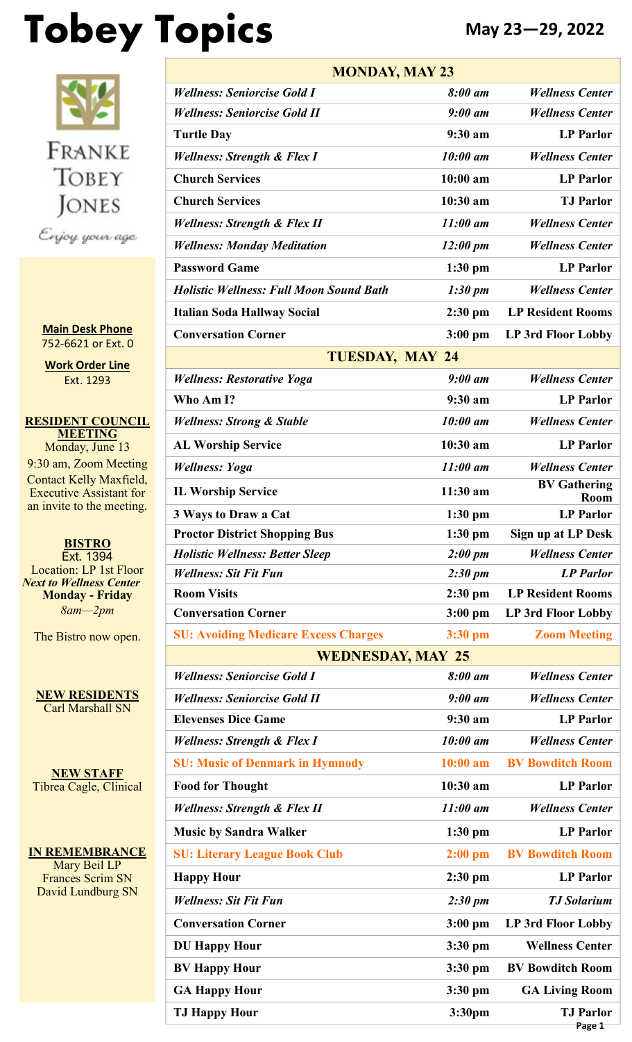# Tobey Topics

**May 23—29, 2022**

FRANKE TOBEY JONES

*Enjoy your age*

**Main Desk Phone**
752-6621 or Ext. 0

**Work Order Line**
Ext. 1293

**RESIDENT COUNCIL MEETING**
Monday, June 13
9:30 am, Zoom Meeting
Contact Kelly Maxfield, Executive Assistant for an invite to the meeting.

**BISTRO**
Ext. 1394
Location: LP 1st Floor
***Next to Wellness Center***
**Monday - Friday**
*8am—2pm*

The Bistro now open.

**NEW RESIDENTS**
Carl Marshall SN

**NEW STAFF**
Tibrea Cagle, Clinical

**IN REMEMBRANCE**
Mary Beil LP
Frances Scrim SN
David Lundburg SN

| **MONDAY, MAY 23** | | |
|---|---|---|
| ***Wellness: Seniorcise Gold I*** | ***8:00 am*** | ***Wellness Center*** |
| ***Wellness: Seniorcise Gold II*** | ***9:00 am*** | ***Wellness Center*** |
| **Turtle Day** | **9:30 am** | **LP Parlor** |
| ***Wellness: Strength & Flex I*** | ***10:00 am*** | ***Wellness Center*** |
| **Church Services** | **10:00 am** | **LP Parlor** |
| **Church Services** | **10:30 am** | **TJ Parlor** |
| ***Wellness: Strength & Flex II*** | ***11:00 am*** | ***Wellness Center*** |
| ***Wellness: Monday Meditation*** | ***12:00 pm*** | ***Wellness Center*** |
| **Password Game** | **1:30 pm** | **LP Parlor** |
| ***Holistic Wellness: Full Moon Sound Bath*** | ***1:30 pm*** | ***Wellness Center*** |
| **Italian Soda Hallway Social** | **2:30 pm** | **LP Resident Rooms** |
| **Conversation Corner** | **3:00 pm** | **LP 3rd Floor Lobby** |
| **TUESDAY, MAY 24** | | |
| ***Wellness: Restorative Yoga*** | ***9:00 am*** | ***Wellness Center*** |
| **Who Am I?** | **9:30 am** | **LP Parlor** |
| ***Wellness: Strong & Stable*** | ***10:00 am*** | ***Wellness Center*** |
| **AL Worship Service** | **10:30 am** | **LP Parlor** |
| ***Wellness: Yoga*** | ***11:00 am*** | ***Wellness Center*** |
| **IL Worship Service** | **11:30 am** | **BV Gathering Room** |
| **3 Ways to Draw a Cat** | **1:30 pm** | **LP Parlor** |
| **Proctor District Shopping Bus** | **1:30 pm** | **Sign up at LP Desk** |
| ***Holistic Wellness: Better Sleep*** | ***2:00 pm*** | ***Wellness Center*** |
| ***Wellness: Sit Fit Fun*** | ***2:30 pm*** | ***LP Parlor*** |
| **Room Visits** | **2:30 pm** | **LP Resident Rooms** |
| **Conversation Corner** | **3:00 pm** | **LP 3rd Floor Lobby** |
| **SU: Avoiding Medicare Excess Charges** | **3:30 pm** | **Zoom Meeting** |
| **WEDNESDAY, MAY 25** | | |
| ***Wellness: Seniorcise Gold I*** | ***8:00 am*** | ***Wellness Center*** |
| ***Wellness: Seniorcise Gold II*** | ***9:00 am*** | ***Wellness Center*** |
| **Elevenses Dice Game** | **9:30 am** | **LP Parlor** |
| ***Wellness: Strength & Flex I*** | ***10:00 am*** | ***Wellness Center*** |
| **SU: Music of Denmark in Hymnody** | **10:00 am** | **BV Bowditch Room** |
| **Food for Thought** | **10:30 am** | **LP Parlor** |
| ***Wellness: Strength & Flex II*** | ***11:00 am*** | ***Wellness Center*** |
| **Music by Sandra Walker** | **1:30 pm** | **LP Parlor** |
| **SU: Literary League Book Club** | **2:00 pm** | **BV Bowditch Room** |
| **Happy Hour** | **2:30 pm** | **LP Parlor** |
| ***Wellness: Sit Fit Fun*** | ***2:30 pm*** | ***TJ Solarium*** |
| **Conversation Corner** | **3:00 pm** | **LP 3rd Floor Lobby** |
| **DU Happy Hour** | **3:30 pm** | **Wellness Center** |
| **BV Happy Hour** | **3:30 pm** | **BV Bowditch Room** |
| **GA Happy Hour** | **3:30 pm** | **GA Living Room** |
| **TJ Happy Hour** | **3:30pm** | **TJ Parlor** |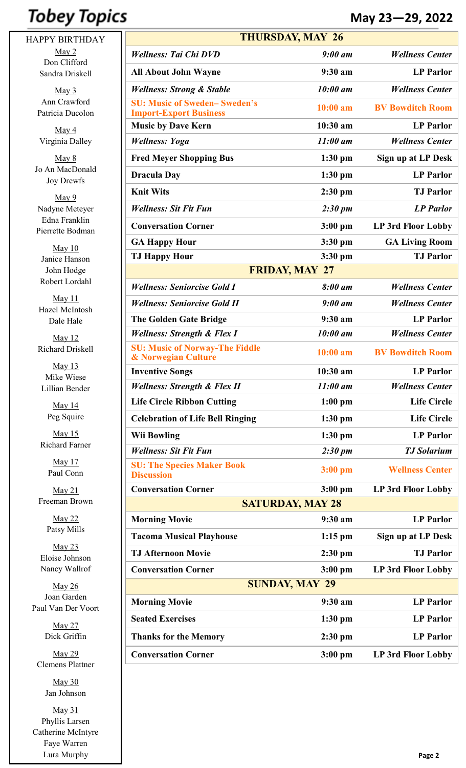# Tobey Topics

**May 23—29, 2022**

## HAPPY BIRTHDAY

May 2
Don Clifford
Sandra Driskell

May 3
Ann Crawford
Patricia Ducolon

May 4
Virginia Dalley

May 8
Jo An MacDonald
Joy Drewfs

May 9
Nadyne Meteyer
Edna Franklin
Pierrette Bodman

May 10
Janice Hanson
John Hodge
Robert Lordahl

May 11
Hazel McIntosh
Dale Hale

May 12
Richard Driskell

May 13
Mike Wiese
Lillian Bender

May 14
Peg Squire

May 15
Richard Farner

May 17
Paul Conn

May 21
Freeman Brown

May 22
Patsy Mills

May 23
Eloise Johnson
Nancy Wallrof

May 26
Joan Garden
Paul Van Der Voort

May 27
Dick Griffin

May 29
Clemens Plattner

May 30
Jan Johnson

May 31
Phyllis Larsen
Catherine McIntyre
Faye Warren
Lura Murphy

| **THURSDAY, MAY 26** | | |
|---|---|---|
| ***Wellness: Tai Chi DVD*** | ***9:00 am*** | ***Wellness Center*** |
| **All About John Wayne** | **9:30 am** | **LP Parlor** |
| ***Wellness: Strong & Stable*** | ***10:00 am*** | ***Wellness Center*** |
| **SU: Music of Sweden– Sweden's Import-Export Business** | **10:00 am** | **BV Bowditch Room** |
| **Music by Dave Kern** | **10:30 am** | **LP Parlor** |
| ***Wellness: Yoga*** | ***11:00 am*** | ***Wellness Center*** |
| **Fred Meyer Shopping Bus** | **1:30 pm** | **Sign up at LP Desk** |
| **Dracula Day** | **1:30 pm** | **LP Parlor** |
| **Knit Wits** | **2:30 pm** | **TJ Parlor** |
| ***Wellness: Sit Fit Fun*** | ***2:30 pm*** | ***LP Parlor*** |
| **Conversation Corner** | **3:00 pm** | **LP 3rd Floor Lobby** |
| **GA Happy Hour** | **3:30 pm** | **GA Living Room** |
| **TJ Happy Hour** | **3:30 pm** | **TJ Parlor** |
| **FRIDAY, MAY 27** | | |
| ***Wellness: Seniorcise Gold I*** | ***8:00 am*** | ***Wellness Center*** |
| ***Wellness: Seniorcise Gold II*** | ***9:00 am*** | ***Wellness Center*** |
| **The Golden Gate Bridge** | **9:30 am** | **LP Parlor** |
| ***Wellness: Strength & Flex I*** | ***10:00 am*** | ***Wellness Center*** |
| **SU: Music of Norway-The Fiddle & Norwegian Culture** | **10:00 am** | **BV Bowditch Room** |
| **Inventive Songs** | **10:30 am** | **LP Parlor** |
| ***Wellness: Strength & Flex II*** | ***11:00 am*** | ***Wellness Center*** |
| **Life Circle Ribbon Cutting** | **1:00 pm** | **Life Circle** |
| **Celebration of Life Bell Ringing** | **1:30 pm** | **Life Circle** |
| **Wii Bowling** | **1:30 pm** | **LP Parlor** |
| ***Wellness: Sit Fit Fun*** | ***2:30 pm*** | ***TJ Solarium*** |
| **SU: The Species Maker Book Discussion** | **3:00 pm** | **Wellness Center** |
| **Conversation Corner** | **3:00 pm** | **LP 3rd Floor Lobby** |
| **SATURDAY, MAY 28** | | |
| **Morning Movie** | **9:30 am** | **LP Parlor** |
| **Tacoma Musical Playhouse** | **1:15 pm** | **Sign up at LP Desk** |
| **TJ Afternoon Movie** | **2:30 pm** | **TJ Parlor** |
| **Conversation Corner** | **3:00 pm** | **LP 3rd Floor Lobby** |
| **SUNDAY, MAY 29** | | |
| **Morning Movie** | **9:30 am** | **LP Parlor** |
| **Seated Exercises** | **1:30 pm** | **LP Parlor** |
| **Thanks for the Memory** | **2:30 pm** | **LP Parlor** |
| **Conversation Corner** | **3:00 pm** | **LP 3rd Floor Lobby** |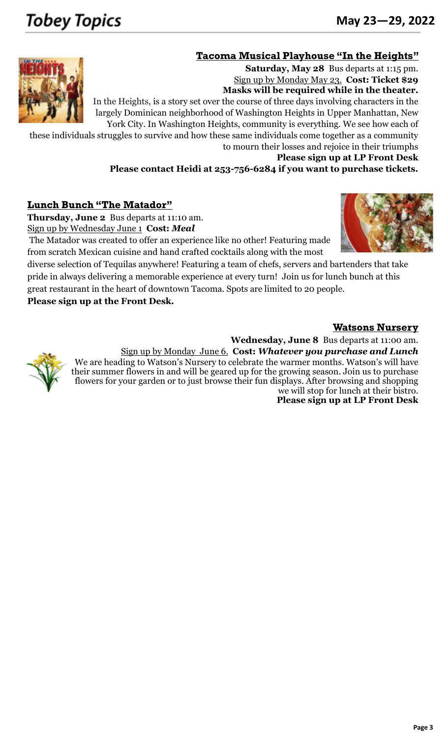## Tacoma Musical Playhouse "In the Heights"

**Saturday, May 28** Bus departs at 1:15 pm.
Sign up by Monday May 23. **Cost: Ticket $29**
**Masks will be required while in the theater.**

In the Heights, is a story set over the course of three days involving characters in the largely Dominican neighborhood of Washington Heights in Upper Manhattan, New York City. In Washington Heights, community is everything. We see how each of these individuals struggles to survive and how these same individuals come together as a community to mourn their losses and rejoice in their triumphs

**Please sign up at LP Front Desk**
**Please contact Heidi at 253-756-6284 if you want to purchase tickets.**

## Lunch Bunch "The Matador"

**Thursday, June 2** Bus departs at 11:10 am.
Sign up by Wednesday June 1 **Cost:** ***Meal***

The Matador was created to offer an experience like no other! Featuring made from scratch Mexican cuisine and hand crafted cocktails along with the most diverse selection of Tequilas anywhere! Featuring a team of chefs, servers and bartenders that take pride in always delivering a memorable experience at every turn! Join us for lunch bunch at this great restaurant in the heart of downtown Tacoma. Spots are limited to 20 people.

**Please sign up at the Front Desk.**

## Watsons Nursery

**Wednesday, June 8** Bus departs at 11:00 am.
Sign up by Monday June 6. **Cost:** ***Whatever you purchase and Lunch***

We are heading to Watson's Nursery to celebrate the warmer months. Watson's will have their summer flowers in and will be geared up for the growing season. Join us to purchase flowers for your garden or to just browse their fun displays. After browsing and shopping we will stop for lunch at their bistro.

**Please sign up at LP Front Desk**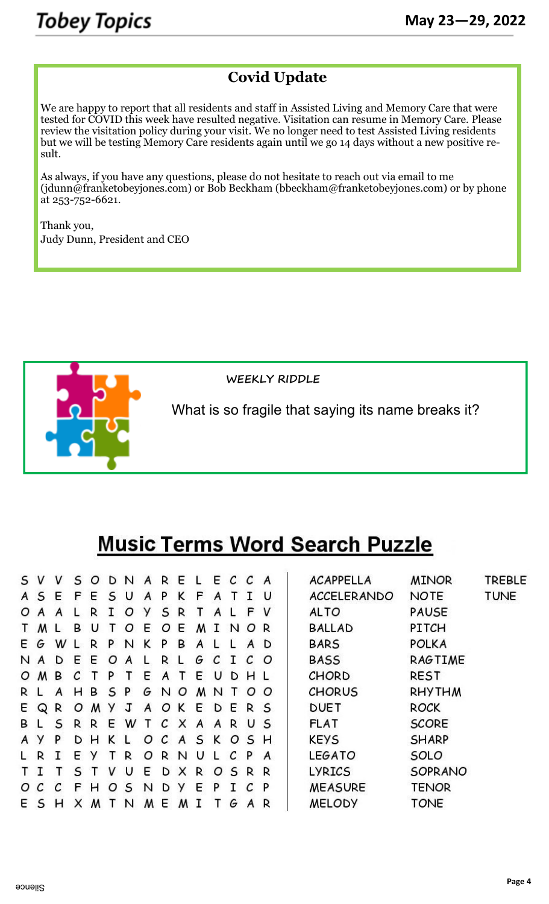## Covid Update

We are happy to report that all residents and staff in Assisted Living and Memory Care that were tested for COVID this week have resulted negative. Visitation can resume in Memory Care. Please review the visitation policy during your visit. We no longer need to test Assisted Living residents but we will be testing Memory Care residents again until we go 14 days without a new positive result.

As always, if you have any questions, please do not hesitate to reach out via email to me (jdunn@franketobeyjones.com) or Bob Beckham (bbeckham@franketobeyjones.com) or by phone at 253-752-6621.

Thank you,
Judy Dunn, President and CEO

### WEEKLY RIDDLE

What is so fragile that saying its name breaks it?

# Music Terms Word Search Puzzle

```
S V V S O D N A R E L E C C A
A S E F E S U A P K F A T I U
O A A L R I O Y S R T A L F V
T M L B U T O E O E M I N O R
E G W L R P N K P B A L L A D
N A D E E O A L R L G C I C O
O M B C T P T E A T E U D H L
R L A H B S P G N O M N T O O
E Q R O M Y J A O K E D E R S
B L S R R E W T C X A A R U S
A Y P D H K L O C A S K O S H
L R I E Y T R O R N U L C P A
T I T S T V U E D X R O S R R
O C C F H O S N D Y E P I C P
E S H X M T N M E M I T G A R
```

| | | |
|---|---|---|
| ACAPPELLA | MINOR | TREBLE |
| ACCELERANDO | NOTE | TUNE |
| ALTO | PAUSE | |
| BALLAD | PITCH | |
| BARS | POLKA | |
| BASS | RAGTIME | |
| CHORD | REST | |
| CHORUS | RHYTHM | |
| DUET | ROCK | |
| FLAT | SCORE | |
| KEYS | SHARP | |
| LEGATO | SOLO | |
| LYRICS | SOPRANO | |
| MEASURE | TENOR | |
| MELODY | TONE | |

Silence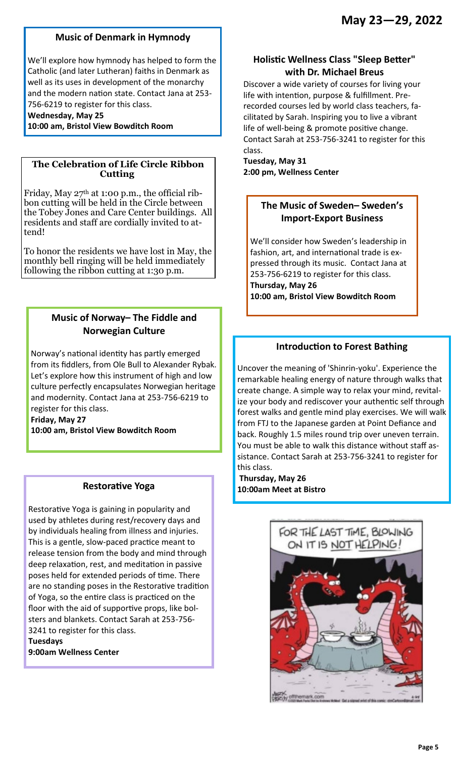# May 23—29, 2022

### Music of Denmark in Hymnody

We'll explore how hymnody has helped to form the Catholic (and later Lutheran) faiths in Denmark as well as its uses in development of the monarchy and the modern nation state. Contact Jana at 253-756-6219 to register for this class.

**Wednesday, May 25**
**10:00 am, Bristol View Bowditch Room**

### The Celebration of Life Circle Ribbon Cutting

Friday, May 27th at 1:00 p.m., the official ribbon cutting will be held in the Circle between the Tobey Jones and Care Center buildings. All residents and staff are cordially invited to attend!

To honor the residents we have lost in May, the monthly bell ringing will be held immediately following the ribbon cutting at 1:30 p.m.

### Music of Norway– The Fiddle and Norwegian Culture

Norway's national identity has partly emerged from its fiddlers, from Ole Bull to Alexander Rybak. Let's explore how this instrument of high and low culture perfectly encapsulates Norwegian heritage and modernity. Contact Jana at 253-756-6219 to register for this class.

**Friday, May 27**
**10:00 am, Bristol View Bowditch Room**

### Restorative Yoga

Restorative Yoga is gaining in popularity and used by athletes during rest/recovery days and by individuals healing from illness and injuries. This is a gentle, slow-paced practice meant to release tension from the body and mind through deep relaxation, rest, and meditation in passive poses held for extended periods of time. There are no standing poses in the Restorative tradition of Yoga, so the entire class is practiced on the floor with the aid of supportive props, like bolsters and blankets. Contact Sarah at 253-756-3241 to register for this class.

**Tuesdays**
**9:00am Wellness Center**

### Holistic Wellness Class "Sleep Better" with Dr. Michael Breus

Discover a wide variety of courses for living your life with intention, purpose & fulfillment. Pre-recorded courses led by world class teachers, facilitated by Sarah. Inspiring you to live a vibrant life of well-being & promote positive change. Contact Sarah at 253-756-3241 to register for this class.

**Tuesday, May 31**
**2:00 pm, Wellness Center**

### The Music of Sweden– Sweden's Import-Export Business

We'll consider how Sweden's leadership in fashion, art, and international trade is expressed through its music. Contact Jana at 253-756-6219 to register for this class.

**Thursday, May 26**
**10:00 am, Bristol View Bowditch Room**

### Introduction to Forest Bathing

Uncover the meaning of 'Shinrin-yoku'. Experience the remarkable healing energy of nature through walks that create change. A simple way to relax your mind, revitalize your body and rediscover your authentic self through forest walks and gentle mind play exercises. We will walk from FTJ to the Japanese garden at Point Defiance and back. Roughly 1.5 miles round trip over uneven terrain. You must be able to walk this distance without staff assistance. Contact Sarah at 253-756-3241 to register for this class.

**Thursday, May 26**
**10:00am Meet at Bistro**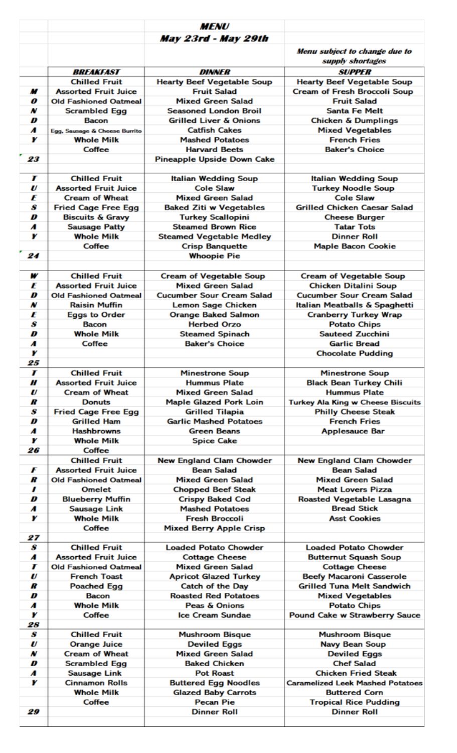| | | MENU May 23rd - May 29th | Menu subject to change due to supply shortages |
|---|---|---|---|
| | **BREAKFAST** | **DINNER** | **SUPPER** |
| | Chilled Fruit | Hearty Beef Vegetable Soup | Hearty Beef Vegetable Soup |
| M | Assorted Fruit Juice | Fruit Salad | Cream of Fresh Broccoli Soup |
| O | Old Fashioned Oatmeal | Mixed Green Salad | Fruit Salad |
| N | Scrambled Egg | Seasoned London Broil | Santa Fe Melt |
| D | Bacon | Grilled Liver & Onions | Chicken & Dumplings |
| A | Egg, Sausage & Cheese Burrito | Catfish Cakes | Mixed Vegetables |
| Y | Whole Milk | Mashed Potatoes | French Fries |
| | Coffee | Harvard Beets | Baker's Choice |
| 23 | | Pineapple Upside Down Cake | |
| T | Chilled Fruit | Italian Wedding Soup | Italian Wedding Soup |
| U | Assorted Fruit Juice | Cole Slaw | Turkey Noodle Soup |
| E | Cream of Wheat | Mixed Green Salad | Cole Slaw |
| S | Fried Cage Free Egg | Baked Ziti w Vegetables | Grilled Chicken Caesar Salad |
| D | Biscuits & Gravy | Turkey Scallopini | Cheese Burger |
| A | Sausage Patty | Steamed Brown Rice | Tatar Tots |
| Y | Whole Milk | Steamed Vegetable Medley | Dinner Roll |
| | Coffee | Crisp Banquette | Maple Bacon Cookie |
| 24 | | Whoopie Pie | |
| W | Chilled Fruit | Cream of Vegetable Soup | Cream of Vegetable Soup |
| E | Assorted Fruit Juice | Mixed Green Salad | Chicken Ditalini Soup |
| D | Old Fashioned Oatmeal | Cucumber Sour Cream Salad | Cucumber Sour Cream Salad |
| N | Raisin Muffin | Lemon Sage Chicken | Italian Meatballs & Spaghetti |
| E | Eggs to Order | Orange Baked Salmon | Cranberry Turkey Wrap |
| S | Bacon | Herbed Orzo | Potato Chips |
| D | Whole Milk | Steamed Spinach | Sauteed Zucchini |
| A | Coffee | Baker's Choice | Garlic Bread |
| Y | | | Chocolate Pudding |
| 25 | | | |
| T | Chilled Fruit | Minestrone Soup | Minestrone Soup |
| H | Assorted Fruit Juice | Hummus Plate | Black Bean Turkey Chili |
| U | Cream of Wheat | Mixed Green Salad | Hummus Plate |
| R | Donuts | Maple Glazed Pork Loin | Turkey Ala King w Cheese Biscuits |
| S | Fried Cage Free Egg | Grilled Tilapia | Philly Cheese Steak |
| D | Grilled Ham | Garlic Mashed Potatoes | French Fries |
| A | Hashbrowns | Green Beans | Applesauce Bar |
| Y | Whole Milk | Spice Cake | |
| 26 | Coffee | | |
| | Chilled Fruit | New England Clam Chowder | New England Clam Chowder |
| F | Assorted Fruit Juice | Bean Salad | Bean Salad |
| R | Old Fashioned Oatmeal | Mixed Green Salad | Mixed Green Salad |
| I | Omelet | Chopped Beef Steak | Meat Lovers Pizza |
| D | Blueberry Muffin | Crispy Baked Cod | Roasted Vegetable Lasagna |
| A | Sausage Link | Mashed Potatoes | Bread Stick |
| Y | Whole Milk | Fresh Broccoli | Asst Cookies |
| | Coffee | Mixed Berry Apple Crisp | |
| 27 | | | |
| S | Chilled Fruit | Loaded Potato Chowder | Loaded Potato Chowder |
| A | Assorted Fruit Juice | Cottage Cheese | Butternut Squash Soup |
| T | Old Fashioned Oatmeal | Mixed Green Salad | Cottage Cheese |
| U | French Toast | Apricot Glazed Turkey | Beefy Macaroni Casserole |
| R | Poached Egg | Catch of the Day | Grilled Tuna Melt Sandwich |
| D | Bacon | Roasted Red Potatoes | Mixed Vegetables |
| A | Whole Milk | Peas & Onions | Potato Chips |
| Y | Coffee | Ice Cream Sundae | Pound Cake w Strawberry Sauce |
| 28 | | | |
| S | Chilled Fruit | Mushroom Bisque | Mushroom Bisque |
| U | Orange Juice | Deviled Eggs | Navy Bean Soup |
| N | Cream of Wheat | Mixed Green Salad | Deviled Eggs |
| D | Scrambled Egg | Baked Chicken | Chef Salad |
| A | Sausage Link | Pot Roast | Chicken Fried Steak |
| Y | Cinnamon Rolls | Buttered Egg Noodles | Caramelized Leek Mashed Potatoes |
| | Whole Milk | Glazed Baby Carrots | Buttered Corn |
| | Coffee | Pecan Pie | Tropical Rice Pudding |
| 29 | | Dinner Roll | Dinner Roll |